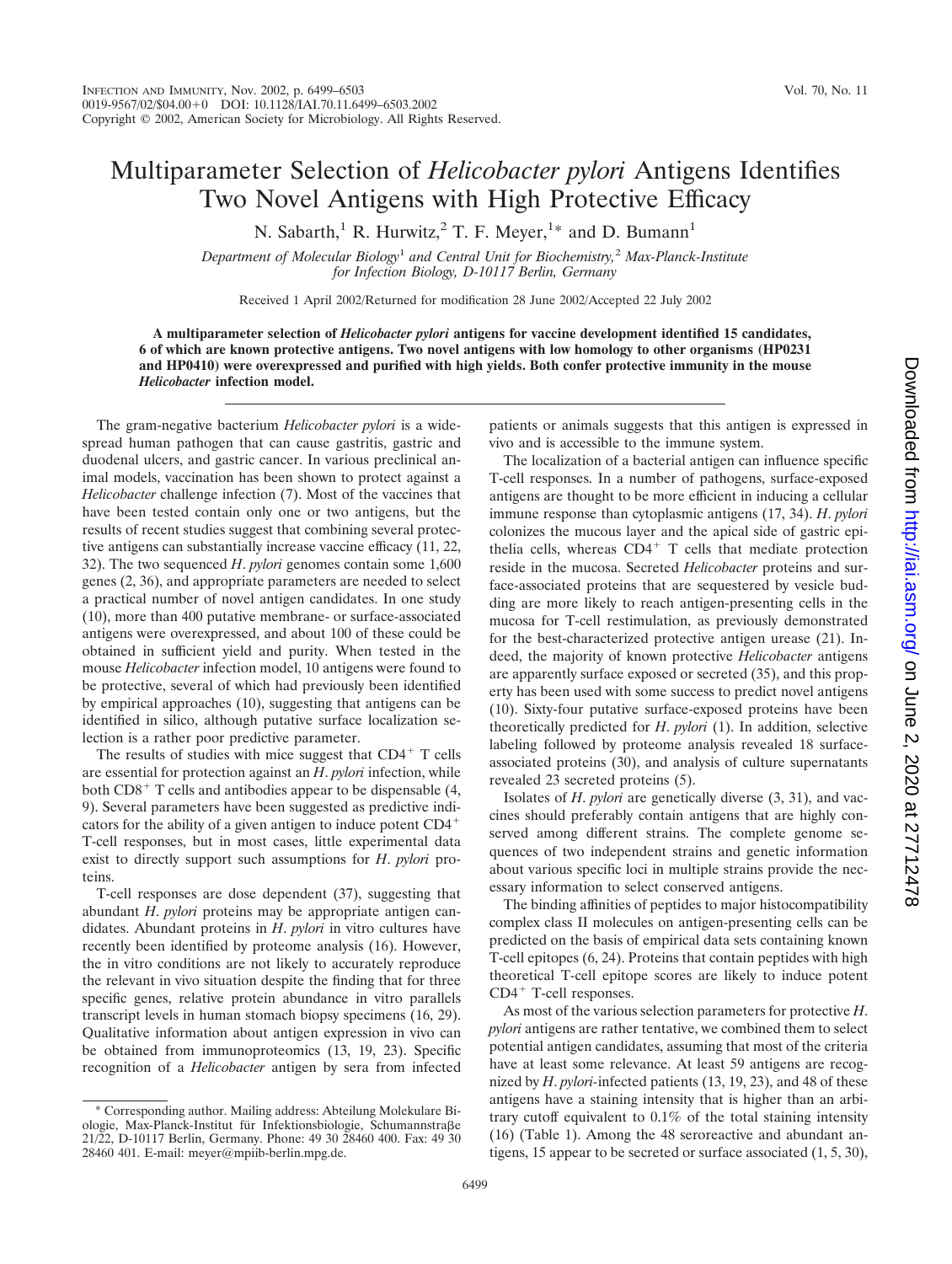# Multiparameter Selection of *Helicobacter pylori* Antigens Identifies Two Novel Antigens with High Protective Efficacy

N. Sabarth,[1] R. Hurwitz,[2] T. F. Meyer,[1]* and D. Bumann[1]

*Department of Molecular Biology[1] and Central Unit for Biochemistry,[2] Max-Planck-Institute for Infection Biology, D-10117 Berlin, Germany*

Received 1 April 2002/Returned for modification 28 June 2002/Accepted 22 July 2002

**A multiparameter selection of *Helicobacter pylori* antigens for vaccine development identified 15 candidates, 6 of which are known protective antigens. Two novel antigens with low homology to other organisms (HP0231 and HP0410) were overexpressed and purified with high yields. Both confer protective immunity in the mouse *Helicobacter* infection model.**

The gram-negative bacterium *Helicobacter pylori* is a widespread human pathogen that can cause gastritis, gastric and duodenal ulcers, and gastric cancer. In various preclinical animal models, vaccination has been shown to protect against a *Helicobacter* challenge infection (7). Most of the vaccines that have been tested contain only one or two antigens, but the results of recent studies suggest that combining several protective antigens can substantially increase vaccine efficacy (11, 22, 32). The two sequenced *H. pylori* genomes contain some 1,600 genes (2, 36), and appropriate parameters are needed to select a practical number of novel antigen candidates. In one study (10), more than 400 putative membrane- or surface-associated antigens were overexpressed, and about 100 of these could be obtained in sufficient yield and purity. When tested in the mouse *Helicobacter* infection model, 10 antigens were found to be protective, several of which had previously been identified by empirical approaches (10), suggesting that antigens can be identified in silico, although putative surface localization selection is a rather poor predictive parameter.

The results of studies with mice suggest that $CD4^+$ T cells are essential for protection against an *H. pylori* infection, while both $CD8^+$ T cells and antibodies appear to be dispensable (4, 9). Several parameters have been suggested as predictive indicators for the ability of a given antigen to induce potent $CD4^+$ T-cell responses, but in most cases, little experimental data exist to directly support such assumptions for *H. pylori* proteins.

T-cell responses are dose dependent (37), suggesting that abundant *H. pylori* proteins may be appropriate antigen candidates. Abundant proteins in *H. pylori* in vitro cultures have recently been identified by proteome analysis (16). However, the in vitro conditions are not likely to accurately reproduce the relevant in vivo situation despite the finding that for three specific genes, relative protein abundance in in vitro cultures parallels transcript levels in human stomach biopsy specimens (16, 29). Qualitative information about antigen expression in vivo can be obtained from immunoproteomics (13, 19, 23). Specific recognition of a *Helicobacter* antigen by sera from infected patients or animals suggests that this antigen is expressed in vivo and is accessible to the immune system.

The localization of a bacterial antigen can influence specific T-cell responses. In a number of pathogens, surface-exposed antigens are thought to be more efficient in inducing a cellular immune response than cytoplasmic antigens (17, 34). *H. pylori* colonizes the mucous layer and the apical side of gastric epithelia cells, whereas $CD4^+$ T cells that mediate protection reside in the mucosa. Secreted *Helicobacter* proteins and surface-associated proteins that are sequestered by vesicle budding are more likely to reach antigen-presenting cells in the mucosa for T-cell restimulation, as previously demonstrated for the best-characterized protective antigen urease (21). Indeed, the majority of known protective *Helicobacter* antigens are apparently surface exposed or secreted (35), and this property has been used with some success to predict novel antigens (10). Sixty-four putative surface-exposed proteins have been theoretically predicted for *H. pylori* (1). In addition, selective labeling followed by proteome analysis revealed 18 surface-associated proteins (30), and analysis of culture supernatants revealed 23 secreted proteins (5).

Isolates of *H. pylori* are genetically diverse (3, 31), and vaccines should preferably contain antigens that are highly conserved among different strains. The complete genome sequences of two independent strains and genetic information about various specific loci in multiple strains provide the necessary information to select conserved antigens.

The binding affinities of peptides to major histocompatibility complex class II molecules on antigen-presenting cells can be predicted on the basis of empirical data sets containing known T-cell epitopes (6, 24). Proteins that contain peptides with high theoretical T-cell epitope scores are likely to induce potent $CD4^+$ T-cell responses.

As most of the various selection parameters for protective *H. pylori* antigens are rather tentative, we combined them to select potential antigen candidates, assuming that most of the criteria have at least some relevance. At least 59 antigens are recognized by *H. pylori*-infected patients (13, 19, 23), and 48 of these antigens have a staining intensity that is higher than an arbitrary cutoff equivalent to 0.1% of the total staining intensity (16) (Table 1). Among the 48 seroreactive and abundant antigens, 15 appear to be secreted or surface associated (1, 5, 30),

\* Corresponding author. Mailing address: Abteilung Molekulare Biologie, Max-Planck-Institut für Infektionsbiologie, Schumannstraße 21/22, D-10117 Berlin, Germany. Phone: 49 30 28460 400. Fax: 49 30 28460 401. E-mail: meyer@mpiib-berlin.mpg.de.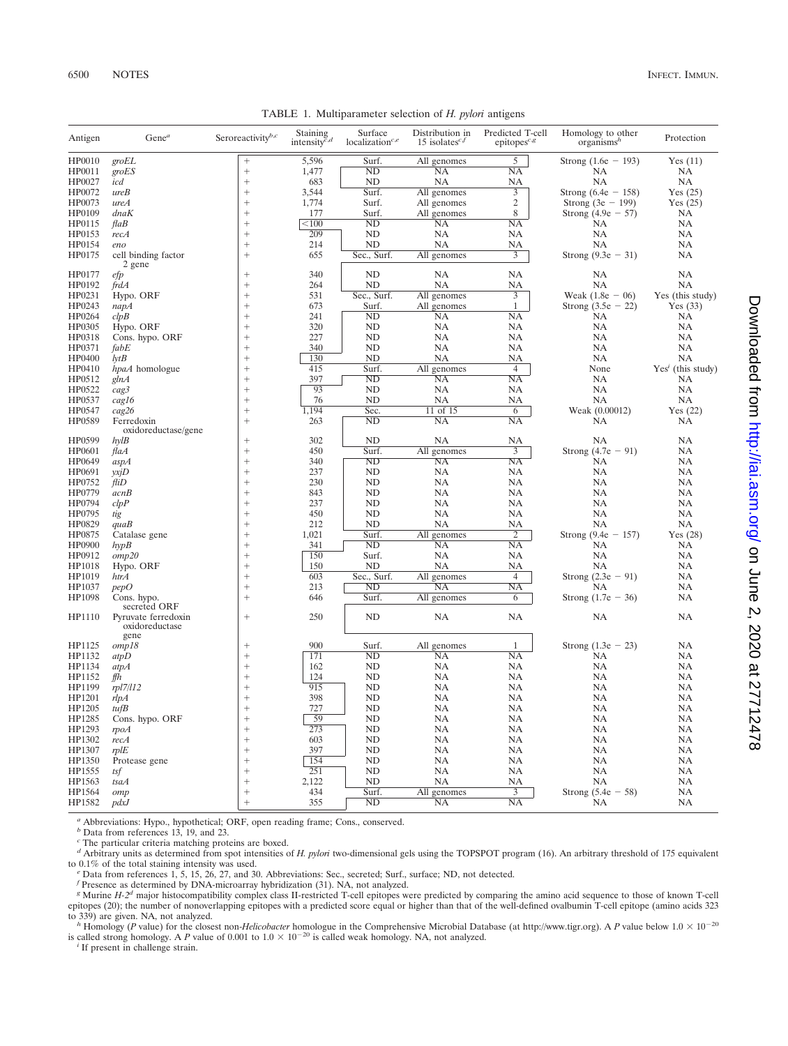TABLE 1. Multiparameter selection of *H. pylori* antigens

| Antigen | Gene[a] | Seroreactivity[b,c] | Staining intensity[c,d] | Surface localization[c,e] | Distribution in 15 isolates[c,f] | Predicted T-cell epitopes[c,g] | Homology to other organisms[h] | Protection |
|---|---|---|---|---|---|---|---|---|
| HP0010 | *groEL* | + | 5,596 | Surf. | All genomes | 5 | Strong (1.6e − 193) | Yes (11) |
| HP0011 | *groES* | + | 1,477 | ND | NA | NA | NA | NA |
| HP0027 | *icd* | + | 683 | ND | NA | NA | NA | NA |
| HP0072 | *ureB* | + | 3,544 | Surf. | All genomes | 3 | Strong (6.4e − 158) | Yes (25) |
| HP0073 | *ureA* | + | 1,774 | Surf. | All genomes | 2 | Strong (3e − 199) | Yes (25) |
| HP0109 | *dnaK* | + | 177 | Surf. | All genomes | 8 | Strong (4.9e − 57) | NA |
| HP0115 | *flaB* | + | <100 | ND | NA | NA | NA | NA |
| HP0153 | *recA* | + | 209 | ND | NA | NA | NA | NA |
| HP0154 | *eno* | + | 214 | ND | NA | NA | NA | NA |
| HP0175 | cell binding factor 2 gene | + | 655 | Sec., Surf. | All genomes | 3 | Strong (9.3e − 31) | NA |
| HP0177 | *efp* | + | 340 | ND | NA | NA | NA | NA |
| HP0192 | *frdA* | + | 264 | ND | NA | NA | NA | NA |
| HP0231 | Hypo. ORF | + | 531 | Sec., Surf. | All genomes | 3 | Weak (1.8e − 06) | Yes (this study) |
| HP0243 | *napA* | + | 673 | Surf. | All genomes | 1 | Strong (3.5e − 22) | Yes (33) |
| HP0264 | *clpB* | + | 241 | ND | NA | NA | NA | NA |
| HP0305 | Hypo. ORF | + | 320 | ND | NA | NA | NA | NA |
| HP0318 | Cons. hypo. ORF | + | 227 | ND | NA | NA | NA | NA |
| HP0371 | *fabE* | + | 340 | ND | NA | NA | NA | NA |
| HP0400 | *lytB* | + | 130 | ND | NA | NA | NA | NA |
| HP0410 | *hpaA* homologue | + | 415 | Surf. | All genomes | 4 | None | Yes[i] (this study) |
| HP0512 | *glnA* | + | 397 | ND | NA | NA | NA | NA |
| HP0522 | *cag3* | + | 93 | ND | NA | NA | NA | NA |
| HP0537 | *cag16* | + | 76 | ND | NA | NA | NA | NA |
| HP0547 | *cag26* | + | 1,194 | Sec. | 11 of 15 | 6 | Weak (0.00012) | Yes (22) |
| HP0589 | Ferredoxin oxidoreductase/gene | + | 263 | ND | NA | NA | NA | NA |
| HP0599 | *hylB* | + | 302 | ND | NA | NA | NA | NA |
| HP0601 | *flaA* | + | 450 | Surf. | All genomes | 3 | Strong (4.7e − 91) | NA |
| HP0649 | *aspA* | + | 340 | ND | NA | NA | NA | NA |
| HP0691 | *yxjD* | + | 237 | ND | NA | NA | NA | NA |
| HP0752 | *fliD* | + | 230 | ND | NA | NA | NA | NA |
| HP0779 | *acnB* | + | 843 | ND | NA | NA | NA | NA |
| HP0794 | *clpP* | + | 237 | ND | NA | NA | NA | NA |
| HP0795 | *tig* | + | 450 | ND | NA | NA | NA | NA |
| HP0829 | *quaB* | + | 212 | ND | NA | NA | NA | NA |
| HP0875 | Catalase gene | + | 1,021 | Surf. | All genomes | 2 | Strong (9.4e − 157) | Yes (28) |
| HP0900 | *hypB* | + | 341 | ND | NA | NA | NA | NA |
| HP0912 | *omp20* | + | 150 | Surf. | NA | NA | NA | NA |
| HP1018 | Hypo. ORF | + | 150 | ND | NA | NA | NA | NA |
| HP1019 | *htrA* | + | 603 | Sec., Surf. | All genomes | 4 | Strong (2.3e − 91) | NA |
| HP1037 | *pepO* | + | 213 | ND | NA | NA | NA | NA |
| HP1098 | Cons. hypo. secreted ORF | + | 646 | Surf. | All genomes | 6 | Strong (1.7e − 36) | NA |
| HP1110 | Pyruvate ferredoxin oxidoreductase gene | + | 250 | ND | NA | NA | NA | NA |
| HP1125 | *omp18* | + | 900 | Surf. | All genomes | 1 | Strong (1.3e − 23) | NA |
| HP1132 | *atpD* | + | 171 | ND | NA | NA | NA | NA |
| HP1134 | *atpA* | + | 162 | ND | NA | NA | NA | NA |
| HP1152 | *ffh* | + | 124 | ND | NA | NA | NA | NA |
| HP1199 | *rpl7/l12* | + | 915 | ND | NA | NA | NA | NA |
| HP1201 | *rlpA* | + | 398 | ND | NA | NA | NA | NA |
| HP1205 | *tufB* | + | 727 | ND | NA | NA | NA | NA |
| HP1285 | Cons. hypo. ORF | + | 59 | ND | NA | NA | NA | NA |
| HP1293 | *rpoA* | + | 273 | ND | NA | NA | NA | NA |
| HP1302 | *recA* | + | 603 | ND | NA | NA | NA | NA |
| HP1307 | *rplE* | + | 397 | ND | NA | NA | NA | NA |
| HP1350 | Protease gene | + | 154 | ND | NA | NA | NA | NA |
| HP1555 | *tsf* | + | 251 | ND | NA | NA | NA | NA |
| HP1563 | *tsaA* | + | 2,122 | ND | NA | NA | NA | NA |
| HP1564 | *omp* | + | 434 | Surf. | All genomes | 3 | Strong (5.4e − 58) | NA |
| HP1582 | *pdxJ* | + | 355 | ND | NA | NA | NA | NA |

[a] Abbreviations: Hypo., hypothetical; ORF, open reading frame; Cons., conserved.

[b] Data from references 13, 19, and 23.

[c] The particular criteria matching proteins are boxed.

[d] Arbitrary units as determined from spot intensities of *H. pylori* two-dimensional gels using the TOPSPOT program (16). An arbitrary threshold of 175 equivalent to 0.1% of the total staining intensity was used.

[e] Data from references 1, 5, 15, 26, 27, and 30. Abbreviations: Sec., secreted; Surf., surface; ND, not detected.

[f] Presence as determined by DNA-microarray hybridization (31). NA, not analyzed.

[g] Murine *H-2[d]* major histocompatibility complex class II-restricted T-cell epitopes were predicted by comparing the amino acid sequence to those of known T-cell epitopes (20); the number of nonoverlapping epitopes with a predicted score equal or higher than that of the well-defined ovalbumin T-cell epitope (amino acids 323 to 339) are given. NA, not analyzed.

[h] Homology (*P* value) for the closest non-*Helicobacter* homologue in the Comprehensive Microbial Database (at http://www.tigr.org). A *P* value below $1.0 \times 10^{-20}$ is called strong homology. A *P* value of 0.001 to $1.0 \times 10^{-20}$ is called weak homology. NA, not analyzed.

[i] If present in challenge strain.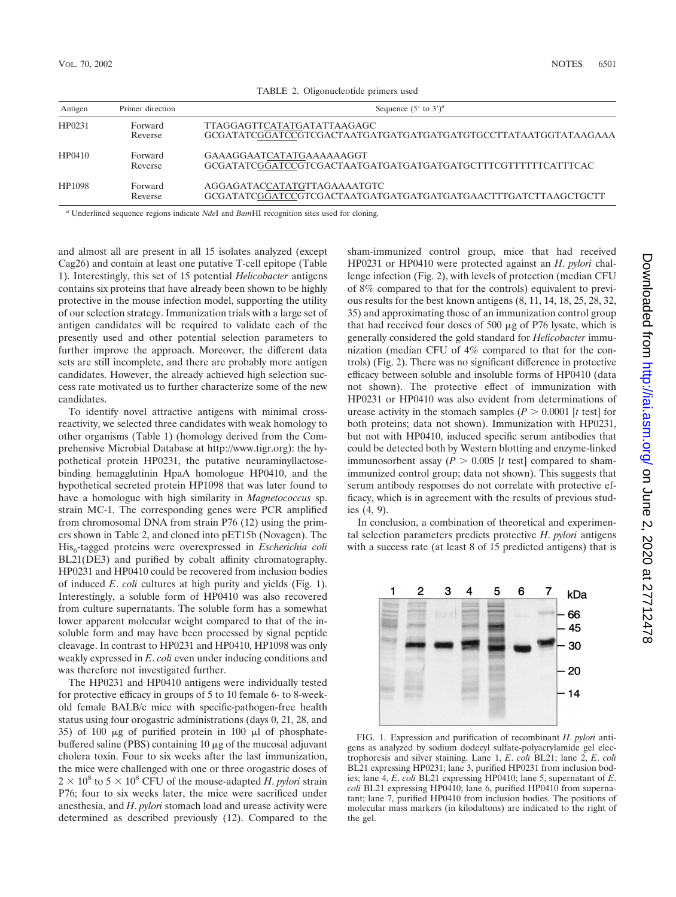TABLE 2. Oligonucleotide primers used

| Antigen | Primer direction | Sequence (5′ to 3′)[a] |
|---|---|---|
| HP0231 | Forward | TTAGGAGTTCATATGATATTAAGAGC |
| | Reverse | GCGATATCGGATCCGTCGACTAATGATGATGATGATGATGTGCCTTATAATGGTATAAGAAA |
| HP0410 | Forward | GAAAGGAATCATATGAAAAAAGGT |
| | Reverse | GCGATATCGGATCCGTCGACTAATGATGATGATGATGATGCTTTCGTTTTTCATTTCAC |
| HP1098 | Forward | AGGAGATACCATATGTTAGAAAATGTC |
| | Reverse | GCGATATCGGATCCGTCGACTAATGATGATGATGATGATGAACTTTGATCTTAAGCTGCTT |

[a] Underlined sequence regions indicate *Nde*I and *Bam*HI recognition sites used for cloning.

and almost all are present in all 15 isolates analyzed (except Cag26) and contain at least one putative T-cell epitope (Table 1). Interestingly, this set of 15 potential *Helicobacter* antigens contains six proteins that have already been shown to be highly protective in the mouse infection model, supporting the utility of our selection strategy. Immunization trials with a large set of antigen candidates will be required to validate each of the presently used and other potential selection parameters to further improve the approach. Moreover, the different data sets are still incomplete, and there are probably more antigen candidates. However, the already achieved high selection success rate motivated us to further characterize some of the new candidates.

To identify novel attractive antigens with minimal cross-reactivity, we selected three candidates with weak homology to other organisms (Table 1) (homology derived from the Comprehensive Microbial Database at http://www.tigr.org): the hypothetical protein HP0231, the putative neuraminyllactose-binding hemagglutinin HpaA homologue HP0410, and the hypothetical secreted protein HP1098 that was later found to have a homologue with high similarity in *Magnetococcus* sp. strain MC-1. The corresponding genes were PCR amplified from chromosomal DNA from strain P76 (12) using the primers shown in Table 2, and cloned into pET15b (Novagen). The $His_6$-tagged proteins were overexpressed in *Escherichia coli* BL21(DE3) and purified by cobalt affinity chromatography. HP0231 and HP0410 could be recovered from inclusion bodies of induced *E. coli* cultures at high purity and yields (Fig. 1). Interestingly, a soluble form of HP0410 was also recovered from culture supernatants. The soluble form has a somewhat lower apparent molecular weight compared to that of the insoluble form and may have been processed by signal peptide cleavage. In contrast to HP0231 and HP0410, HP1098 was only weakly expressed in *E. coli* even under inducing conditions and was therefore not investigated further.

The HP0231 and HP0410 antigens were individually tested for protective efficacy in groups of 5 to 10 female 6- to 8-week-old female BALB/c mice with specific-pathogen-free health status using four orogastric administrations (days 0, 21, 28, and 35) of 100 μg of purified protein in 100 μl of phosphate-buffered saline (PBS) containing 10 μg of the mucosal adjuvant cholera toxin. Four to six weeks after the last immunization, the mice were challenged with one or three orogastric doses of $2 \times 10^8$ to $5 \times 10^8$ CFU of the mouse-adapted *H. pylori* strain P76; four to six weeks later, the mice were sacrificed under anesthesia, and *H. pylori* stomach load and urease activity were determined as described previously (12). Compared to the sham-immunized control group, mice that had received HP0231 or HP0410 were protected against an *H. pylori* challenge infection (Fig. 2), with levels of protection (median CFU of 8% compared to that for the controls) equivalent to previous results for the best known antigens (8, 11, 14, 18, 25, 28, 32, 35) and approximating those of an immunization control group that had received four doses of 500 μg of P76 lysate, which is generally considered the gold standard for *Helicobacter* immunization (median CFU of 4% compared to that for the controls) (Fig. 2). There was no significant difference in protective efficacy between soluble and insoluble forms of HP0410 (data not shown). The protective effect of immunization with HP0231 or HP0410 was also evident from determinations of urease activity in the stomach samples ($P > 0.0001$ [*t* test] for both proteins; data not shown). Immunization with HP0231, but not with HP0410, induced specific serum antibodies that could be detected both by Western blotting and enzyme-linked immunosorbent assay ($P > 0.005$ [*t* test] compared to sham-immunized control group; data not shown). This suggests that serum antibody responses do not correlate with protective efficacy, which is in agreement with the results of previous studies (4, 9).

In conclusion, a combination of theoretical and experimental selection parameters predicts protective *H. pylori* antigens with a success rate (at least 8 of 15 predicted antigens) that is

FIG. 1. Expression and purification of recombinant *H. pylori* antigens as analyzed by sodium dodecyl sulfate-polyacrylamide gel electrophoresis and silver staining. Lane 1, *E. coli* BL21; lane 2, *E. coli* BL21 expressing HP0231; lane 3, purified HP0231 from inclusion bodies; lane 4, *E. coli* BL21 expressing HP0410; lane 5, supernatant of *E. coli* BL21 expressing HP0410; lane 6, purified HP0410 from supernatant; lane 7, purified HP0410 from inclusion bodies. The positions of molecular mass markers (in kilodaltons) are indicated to the right of the gel.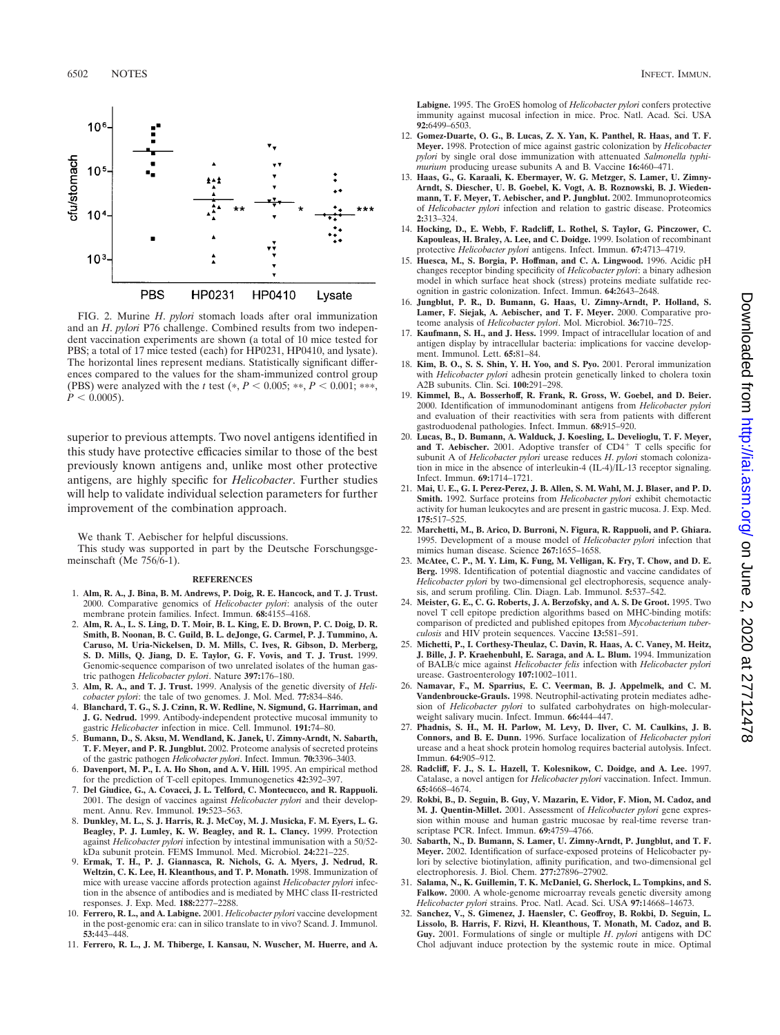FIG. 2. Murine *H. pylori* stomach loads after oral immunization and an *H. pylori* P76 challenge. Combined results from two independent vaccination experiments are shown (a total of 10 mice tested for PBS; a total of 17 mice tested (each) for HP0231, HP0410, and lysate). The horizontal lines represent medians. Statistically significant differences compared to the values for the sham-immunized control group (PBS) were analyzed with the *t* test (*, $P < 0.005$; **, $P < 0.001$; ***, $P < 0.0005$).

superior to previous attempts. Two novel antigens identified in this study have protective efficacies similar to those of the best previously known antigens and, unlike most other protective antigens, are highly specific for *Helicobacter*. Further studies will help to validate individual selection parameters for further improvement of the combination approach.

We thank T. Aebischer for helpful discussions.

This study was supported in part by the Deutsche Forschungsgemeinschaft (Me 756/6-1).

## REFERENCES

1. **Alm, R. A., J. Bina, B. M. Andrews, P. Doig, R. E. Hancock, and T. J. Trust.** 2000. Comparative genomics of *Helicobacter pylori*: analysis of the outer membrane protein families. Infect. Immun. **68:**4155–4168.
2. **Alm, R. A., L. S. Ling, D. T. Moir, B. L. King, E. D. Brown, P. C. Doig, D. R. Smith, B. Noonan, B. C. Guild, B. L. deJonge, G. Carmel, P. J. Tummino, A. Caruso, M. Uria-Nickelsen, D. M. Mills, C. Ives, R. Gibson, D. Merberg, S. D. Mills, Q. Jiang, D. E. Taylor, G. F. Vovis, and T. J. Trust.** 1999. Genomic-sequence comparison of two unrelated isolates of the human gastric pathogen *Helicobacter pylori*. Nature **397:**176–180.
3. **Alm, R. A., and T. J. Trust.** 1999. Analysis of the genetic diversity of *Helicobacter pylori*: the tale of two genomes. J. Mol. Med. **77:**834–846.
4. **Blanchard, T. G., S. J. Czinn, R. W. Redline, N. Sigmund, G. Harriman, and J. G. Nedrud.** 1999. Antibody-independent protective mucosal immunity to gastric *Helicobacter* infection in mice. Cell. Immunol. **191:**74–80.
5. **Bumann, D., S. Aksu, M. Wendland, K. Janek, U. Zimny-Arndt, N. Sabarth, T. F. Meyer, and P. R. Jungblut.** 2002. Proteome analysis of secreted proteins of the gastric pathogen *Helicobacter pylori*. Infect. Immun. **70:**3396–3403.
6. **Davenport, M. P., I. A. Ho Shon, and A. V. Hill.** 1995. An empirical method for the prediction of T-cell epitopes. Immunogenetics **42:**392–397.
7. **Del Giudice, G., A. Covacci, J. L. Telford, C. Montecucco, and R. Rappuoli.** 2001. The design of vaccines against *Helicobacter pylori* and their development. Annu. Rev. Immunol. **19:**523–563.
8. **Dunkley, M. L., S. J. Harris, R. J. McCoy, M. J. Musicka, F. M. Eyers, L. G. Beagley, P. J. Lumley, K. W. Beagley, and R. L. Clancy.** 1999. Protection against *Helicobacter pylori* infection by intestinal immunisation with a 50/52-kDa subunit protein. FEMS Immunol. Med. Microbiol. **24:**221–225.
9. **Ermak, T. H., P. J. Giannasca, R. Nichols, G. A. Myers, J. Nedrud, R. Weltzin, C. K. Lee, H. Kleanthous, and T. P. Monath.** 1998. Immunization of mice with urease vaccine affords protection against *Helicobacter pylori* infection in the absence of antibodies and is mediated by MHC class II-restricted responses. J. Exp. Med. **188:**2277–2288.
10. **Ferrero, R. L., and A. Labigne.** 2001. *Helicobacter pylori* vaccine development in the post-genomic era: can in silico translate to in vivo? Scand. J. Immunol. **53:**443–448.
11. **Ferrero, R. L., J. M. Thiberge, I. Kansau, N. Wuscher, M. Huerre, and A. Labigne.** 1995. The GroES homolog of *Helicobacter pylori* confers protective immunity against mucosal infection in mice. Proc. Natl. Acad. Sci. USA **92:**6499–6503.
12. **Gomez-Duarte, O. G., B. Lucas, Z. X. Yan, K. Panthel, R. Haas, and T. F. Meyer.** 1998. Protection of mice against gastric colonization by *Helicobacter pylori* by single oral dose immunization with attenuated *Salmonella typhimurium* producing urease subunits A and B. Vaccine **16:**460–471.
13. **Haas, G., G. Karaali, K. Ebermayer, W. G. Metzger, S. Lamer, U. Zimny-Arndt, S. Diescher, U. B. Goebel, K. Vogt, A. B. Roznowski, B. J. Wiedenmann, T. F. Meyer, T. Aebischer, and P. Jungblut.** 2002. Immunoproteomics of *Helicobacter pylori* infection and relation to gastric disease. Proteomics **2:**313–324.
14. **Hocking, D., E. Webb, F. Radcliff, L. Rothel, S. Taylor, G. Pinczower, C. Kapouleas, H. Braley, A. Lee, and C. Doidge.** 1999. Isolation of recombinant protective *Helicobacter pylori* antigens. Infect. Immun. **67:**4713–4719.
15. **Huesca, M., S. Borgia, P. Hoffman, and C. A. Lingwood.** 1996. Acidic pH changes receptor binding specificity of *Helicobacter pylori*: a binary adhesion model in which surface heat shock (stress) proteins mediate sulfatide recognition in gastric colonization. Infect. Immun. **64:**2643–2648.
16. **Jungblut, P. R., D. Bumann, G. Haas, U. Zimny-Arndt, P. Holland, S. Lamer, F. Siejak, A. Aebischer, and T. F. Meyer.** 2000. Comparative proteome analysis of *Helicobacter pylori*. Mol. Microbiol. **36:**710–725.
17. **Kaufmann, S. H., and J. Hess.** 1999. Impact of intracellular location of and antigen display by intracellular bacteria: implications for vaccine development. Immunol. Lett. **65:**81–84.
18. **Kim, B. O., S. S. Shin, Y. H. Yoo, and S. Pyo.** 2001. Peroral immunization with *Helicobacter pylori* adhesin protein genetically linked to cholera toxin A2B subunits. Clin. Sci. **100:**291–298.
19. **Kimmel, B., A. Bosserhoff, R. Frank, R. Gross, W. Goebel, and D. Beier.** 2000. Identification of immunodominant antigens from *Helicobacter pylori* and evaluation of their reactivities with sera from patients with different gastroduodenal pathologies. Infect. Immun. **68:**915–920.
20. **Lucas, B., D. Bumann, A. Walduck, J. Koesling, L. Develioglu, T. F. Meyer, and T. Aebischer.** 2001. Adoptive transfer of $CD4^+$ T cells specific for subunit A of *Helicobacter pylori* urease reduces *H. pylori* stomach colonization in mice in the absence of interleukin-4 (IL-4)/IL-13 receptor signaling. Infect. Immun. **69:**1714–1721.
21. **Mai, U. E., G. I. Perez-Perez, J. B. Allen, S. M. Wahl, M. J. Blaser, and P. D. Smith.** 1992. Surface proteins from *Helicobacter pylori* exhibit chemotactic activity for human leukocytes and are present in gastric mucosa. J. Exp. Med. **175:**517–525.
22. **Marchetti, M., B. Arico, D. Burroni, N. Figura, R. Rappuoli, and P. Ghiara.** 1995. Development of a mouse model of *Helicobacter pylori* infection that mimics human disease. Science **267:**1655–1658.
23. **McAtee, C. P., M. Y. Lim, K. Fung, M. Velligan, K. Fry, T. Chow, and D. E. Berg.** 1998. Identification of potential diagnostic and vaccine candidates of *Helicobacter pylori* by two-dimensional gel electrophoresis, sequence analysis, and serum profiling. Clin. Diagn. Lab. Immunol. **5:**537–542.
24. **Meister, G. E., C. G. Roberts, J. A. Berzofsky, and A. S. De Groot.** 1995. Two novel T cell epitope prediction algorithms based on MHC-binding motifs: comparison of predicted and published epitopes from *Mycobacterium tuberculosis* and HIV protein sequences. Vaccine **13:**581–591.
25. **Michetti, P., I. Corthesy-Theulaz, C. Davin, R. Haas, A. C. Vaney, M. Heitz, J. Bille, J. P. Kraehenbuhl, E. Saraga, and A. L. Blum.** 1994. Immunization of BALB/c mice against *Helicobacter felis* infection with *Helicobacter pylori* urease. Gastroenterology **107:**1002–1011.
26. **Namavar, F., M. Sparrius, E. C. Veerman, B. J. Appelmelk, and C. M. Vandenbroucke-Grauls.** 1998. Neutrophil-activating protein mediates adhesion of *Helicobacter pylori* to sulfated carbohydrates on high-molecular-weight salivary mucin. Infect. Immun. **66:**444–447.
27. **Phadnis, S. H., M. H. Parlow, M. Levy, D. Ilver, C. M. Caulkins, J. B. Connors, and B. E. Dunn.** 1996. Surface localization of *Helicobacter pylori* urease and a heat shock protein homolog requires bacterial autolysis. Infect. Immun. **64:**905–912.
28. **Radcliff, F. J., S. L. Hazell, T. Kolesnikow, C. Doidge, and A. Lee.** 1997. Catalase, a novel antigen for *Helicobacter pylori* vaccination. Infect. Immun. **65:**4668–4674.
29. **Rokbi, B., D. Seguin, B. Guy, V. Mazarin, E. Vidor, F. Mion, M. Cadoz, and M. J. Quentin-Millet.** 2001. Assessment of *Helicobacter pylori* gene expression within mouse and human gastric mucosae by real-time reverse transcriptase PCR. Infect. Immun. **69:**4759–4766.
30. **Sabarth, N., D. Bumann, S. Lamer, U. Zimny-Arndt, P. Jungblut, and T. F. Meyer.** 2002. Identification of surface-exposed proteins of Helicobacter pylori by selective biotinylation, affinity purification, and two-dimensional gel electrophoresis. J. Biol. Chem. **277:**27896–27902.
31. **Salama, N., K. Guillemin, T. K. McDaniel, G. Sherlock, L. Tompkins, and S. Falkow.** 2000. A whole-genome microarray reveals genetic diversity among *Helicobacter pylori* strains. Proc. Natl. Acad. Sci. USA **97:**14668–14673.
32. **Sanchez, V., S. Gimenez, J. Haensler, C. Geoffroy, B. Rokbi, D. Seguin, L. Lissolo, B. Harris, F. Rizvi, H. Kleanthous, T. Monath, M. Cadoz, and B. Guy.** 2001. Formulations of single or multiple *H. pylori* antigens with DC Chol adjuvant induce protection by the systemic route in mice. Optimal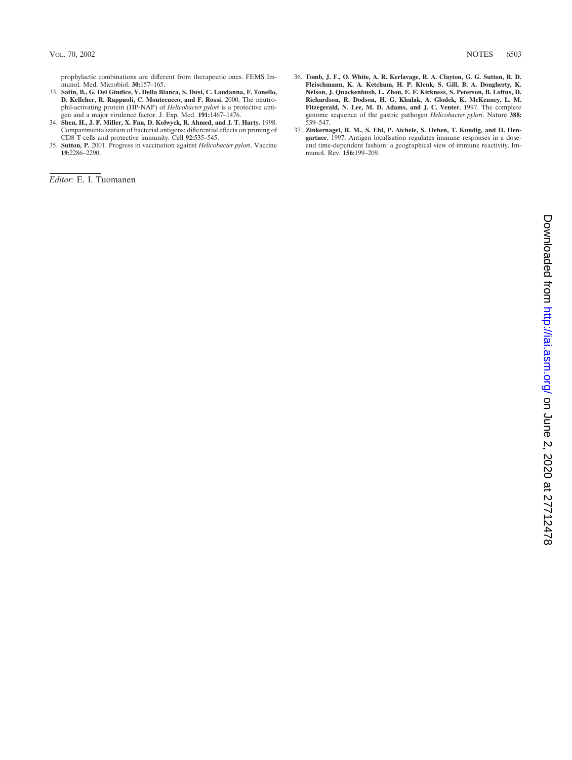prophylactic combinations are different from therapeutic ones. FEMS Immunol. Med. Microbiol. **30:**157–165.

33. **Satin, B., G. Del Giudice, V. Della Bianca, S. Dusi, C. Laudanna, F. Tonello, D. Kelleher, R. Rappuoli, C. Montecucco, and F. Rossi.** 2000. The neutrophil-activating protein (HP-NAP) of *Helicobacter pylori* is a protective antigen and a major virulence factor. J. Exp. Med. **191:**1467–1476.
34. **Shen, H., J. F. Miller, X. Fan, D. Kolwyck, R. Ahmed, and J. T. Harty.** 1998. Compartmentalization of bacterial antigens: differential effects on priming of CD8 T cells and protective immunity. Cell **92:**535–545.
35. **Sutton, P.** 2001. Progress in vaccination against *Helicobacter pylori*. Vaccine **19:**2286–2290.
36. **Tomb, J. F., O. White, A. R. Kerlavage, R. A. Clayton, G. G. Sutton, R. D. Fleischmann, K. A. Ketchum, H. P. Klenk, S. Gill, B. A. Dougherty, K. Nelson, J. Quackenbush, L. Zhou, E. F. Kirkness, S. Peterson, B. Loftus, D. Richardson, R. Dodson, H. G. Khalak, A. Glodek, K. McKenney, L. M. Fitzegerald, N. Lee, M. D. Adams, and J. C. Venter.** 1997. The complete genome sequence of the gastric pathogen *Helicobacter pylori*. Nature **388:** 539–547.
37. **Zinkernagel, R. M., S. Ehl, P. Aichele, S. Oehen, T. Kundig, and H. Hengartner.** 1997. Antigen localisation regulates immune responses in a dose- and time-dependent fashion: a geographical view of immune reactivity. Immunol. Rev. **156:**199–209.

*Editor:* E. I. Tuomanen